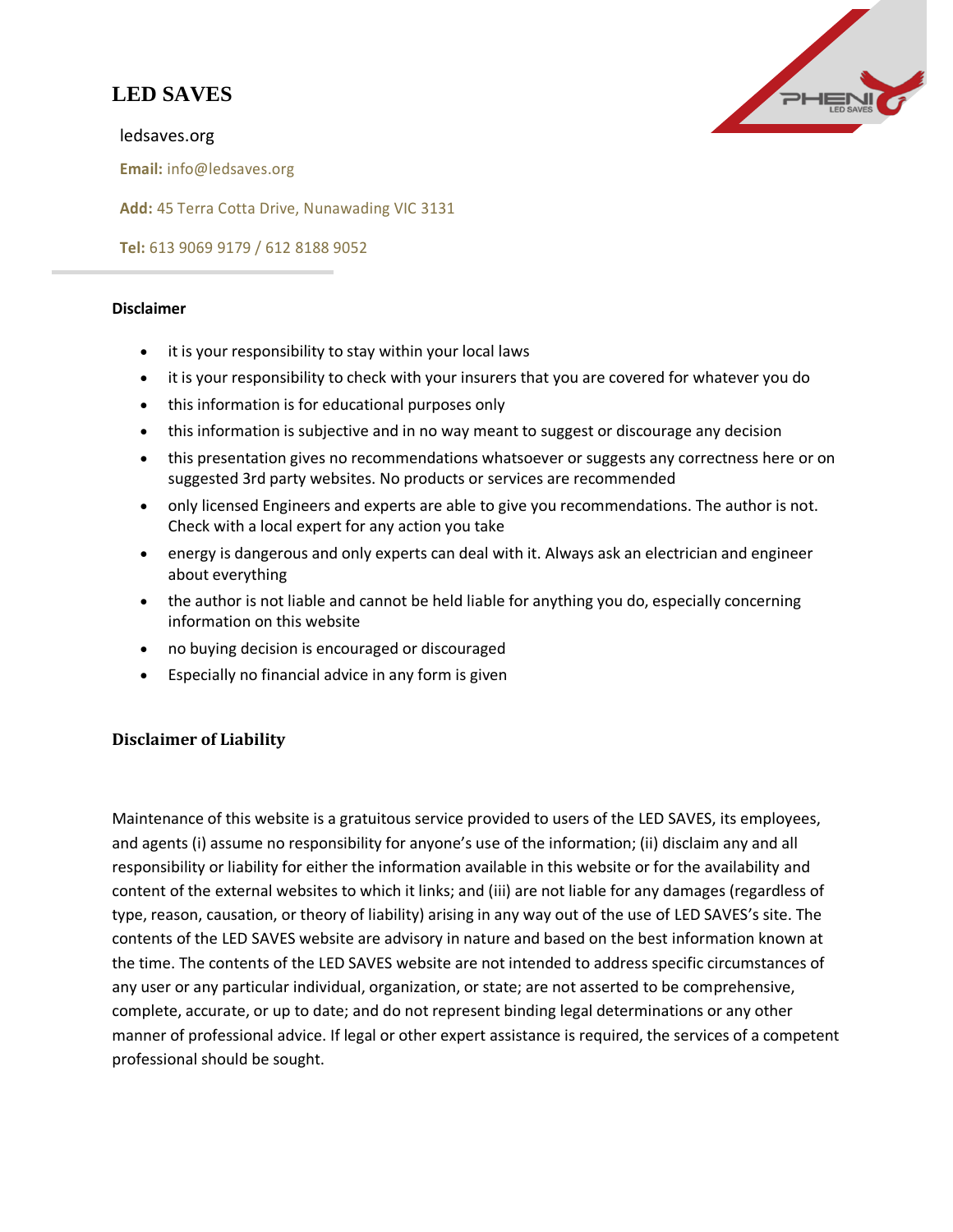# LED SAVES

ledsaves.org

**Email:** info@ledsaves.org

**Add:** 45 Terra Cotta Drive, Nunawading VIC 3131

**Tel:** 613 9069 9179 / 612 8188 9052

---

**Disclaimer**

- it is your responsibility to stay within your local laws
- it is your responsibility to check with your insurers that you are covered for whatever you do
- this information is for educational purposes only
- this information is subjective and in no way meant to suggest or discourage any decision
- this presentation gives no recommendations whatsoever or suggests any correctness here or on suggested 3rd party websites. No products or services are recommended
- only licensed Engineers and experts are able to give you recommendations. The author is not. Check with a local expert for any action you take
- energy is dangerous and only experts can deal with it. Always ask an electrician and engineer about everything
- the author is not liable and cannot be held liable for anything you do, especially concerning information on this website
- no buying decision is encouraged or discouraged
- Especially no financial advice in any form is given

## Disclaimer of Liability

Maintenance of this website is a gratuitous service provided to users of the LED SAVES, its employees, and agents (i) assume no responsibility for anyone's use of the information; (ii) disclaim any and all responsibility or liability for either the information available in this website or for the availability and content of the external websites to which it links; and (iii) are not liable for any damages (regardless of type, reason, causation, or theory of liability) arising in any way out of the use of LED SAVES's site. The contents of the LED SAVES website are advisory in nature and based on the best information known at the time. The contents of the LED SAVES website are not intended to address specific circumstances of any user or any particular individual, organization, or state; are not asserted to be comprehensive, complete, accurate, or up to date; and do not represent binding legal determinations or any other manner of professional advice. If legal or other expert assistance is required, the services of a competent professional should be sought.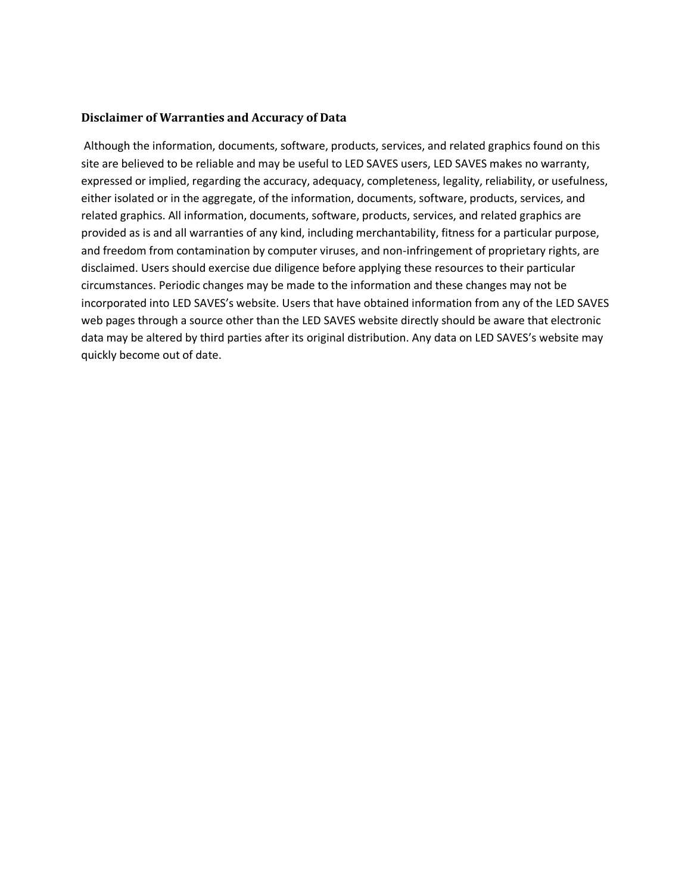### Disclaimer of Warranties and Accuracy of Data

Although the information, documents, software, products, services, and related graphics found on this site are believed to be reliable and may be useful to LED SAVES users, LED SAVES makes no warranty, expressed or implied, regarding the accuracy, adequacy, completeness, legality, reliability, or usefulness, either isolated or in the aggregate, of the information, documents, software, products, services, and related graphics. All information, documents, software, products, services, and related graphics are provided as is and all warranties of any kind, including merchantability, fitness for a particular purpose, and freedom from contamination by computer viruses, and non-infringement of proprietary rights, are disclaimed. Users should exercise due diligence before applying these resources to their particular circumstances. Periodic changes may be made to the information and these changes may not be incorporated into LED SAVES's website. Users that have obtained information from any of the LED SAVES web pages through a source other than the LED SAVES website directly should be aware that electronic data may be altered by third parties after its original distribution. Any data on LED SAVES's website may quickly become out of date.